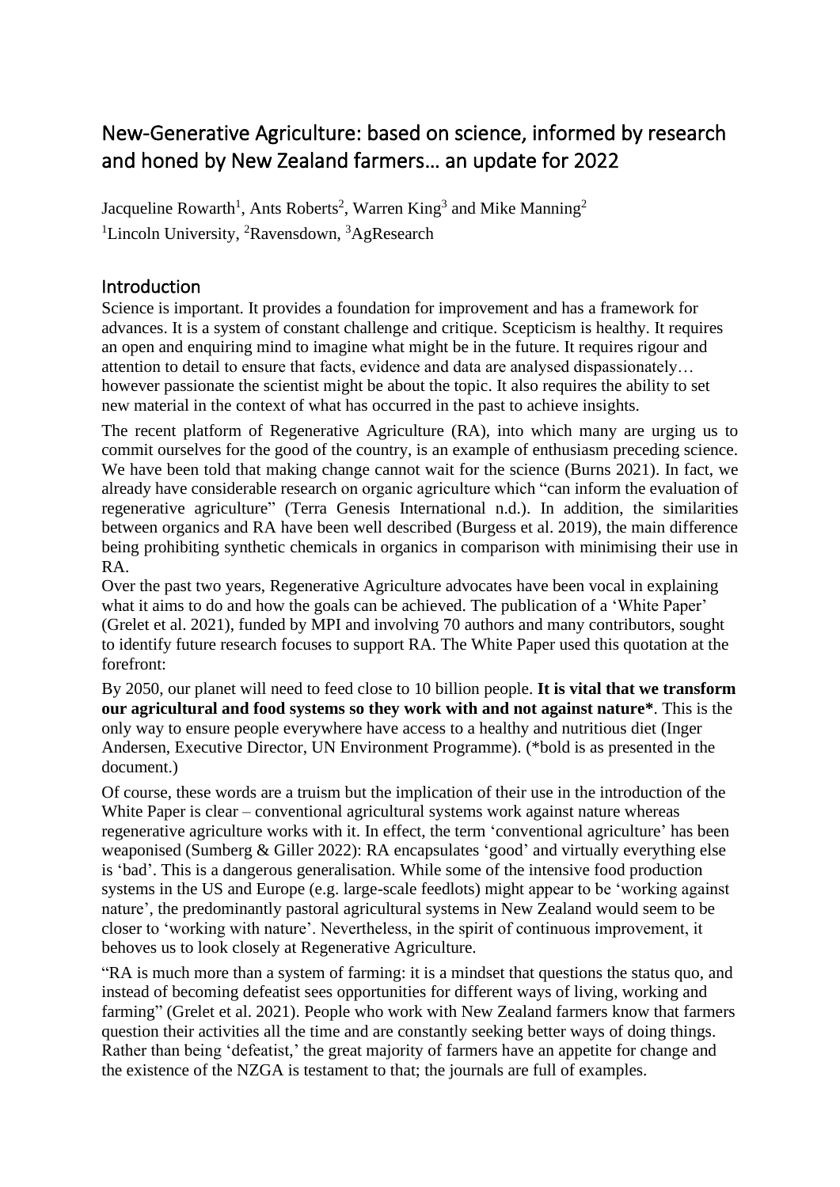# New-Generative Agriculture: based on science, informed by research and honed by New Zealand farmers… an update for 2022

Jacqueline Rowarth[1], Ants Roberts[2], Warren King[3] and Mike Manning[2]

[1]Lincoln University, [2]Ravensdown, [3]AgResearch

## Introduction

Science is important. It provides a foundation for improvement and has a framework for advances. It is a system of constant challenge and critique. Scepticism is healthy. It requires an open and enquiring mind to imagine what might be in the future. It requires rigour and attention to detail to ensure that facts, evidence and data are analysed dispassionately… however passionate the scientist might be about the topic. It also requires the ability to set new material in the context of what has occurred in the past to achieve insights.

The recent platform of Regenerative Agriculture (RA), into which many are urging us to commit ourselves for the good of the country, is an example of enthusiasm preceding science. We have been told that making change cannot wait for the science (Burns 2021). In fact, we already have considerable research on organic agriculture which "can inform the evaluation of regenerative agriculture" (Terra Genesis International n.d.). In addition, the similarities between organics and RA have been well described (Burgess et al. 2019), the main difference being prohibiting synthetic chemicals in organics in comparison with minimising their use in RA.

Over the past two years, Regenerative Agriculture advocates have been vocal in explaining what it aims to do and how the goals can be achieved. The publication of a 'White Paper' (Grelet et al. 2021), funded by MPI and involving 70 authors and many contributors, sought to identify future research focuses to support RA. The White Paper used this quotation at the forefront:

By 2050, our planet will need to feed close to 10 billion people. **It is vital that we transform our agricultural and food systems so they work with and not against nature***. This is the only way to ensure people everywhere have access to a healthy and nutritious diet (Inger Andersen, Executive Director, UN Environment Programme). (*bold is as presented in the document.)

Of course, these words are a truism but the implication of their use in the introduction of the White Paper is clear – conventional agricultural systems work against nature whereas regenerative agriculture works with it. In effect, the term 'conventional agriculture' has been weaponised (Sumberg & Giller 2022): RA encapsulates 'good' and virtually everything else is 'bad'. This is a dangerous generalisation. While some of the intensive food production systems in the US and Europe (e.g. large-scale feedlots) might appear to be 'working against nature', the predominantly pastoral agricultural systems in New Zealand would seem to be closer to 'working with nature'. Nevertheless, in the spirit of continuous improvement, it behoves us to look closely at Regenerative Agriculture.

"RA is much more than a system of farming: it is a mindset that questions the status quo, and instead of becoming defeatist sees opportunities for different ways of living, working and farming" (Grelet et al. 2021). People who work with New Zealand farmers know that farmers question their activities all the time and are constantly seeking better ways of doing things. Rather than being 'defeatist,' the great majority of farmers have an appetite for change and the existence of the NZGA is testament to that; the journals are full of examples.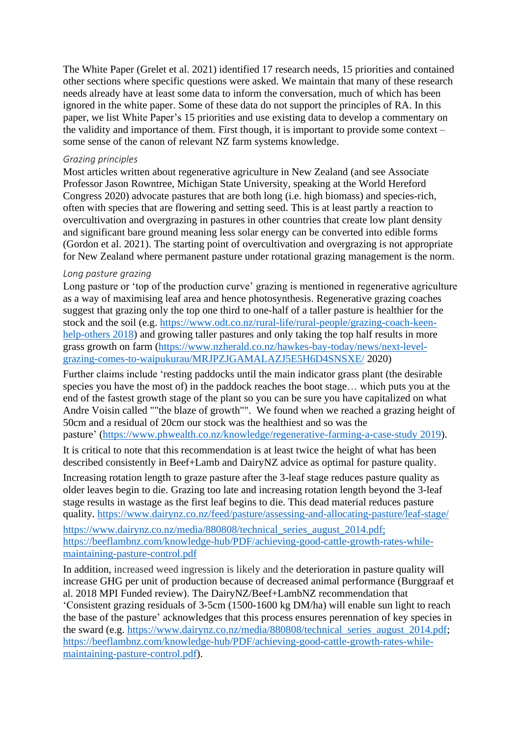The White Paper (Grelet et al. 2021) identified 17 research needs, 15 priorities and contained other sections where specific questions were asked. We maintain that many of these research needs already have at least some data to inform the conversation, much of which has been ignored in the white paper. Some of these data do not support the principles of RA. In this paper, we list White Paper's 15 priorities and use existing data to develop a commentary on the validity and importance of them. First though, it is important to provide some context – some sense of the canon of relevant NZ farm systems knowledge.

*Grazing principles*

Most articles written about regenerative agriculture in New Zealand (and see Associate Professor Jason Rowntree, Michigan State University, speaking at the World Hereford Congress 2020) advocate pastures that are both long (i.e. high biomass) and species-rich, often with species that are flowering and setting seed. This is at least partly a reaction to overcultivation and overgrazing in pastures in other countries that create low plant density and significant bare ground meaning less solar energy can be converted into edible forms (Gordon et al. 2021). The starting point of overcultivation and overgrazing is not appropriate for New Zealand where permanent pasture under rotational grazing management is the norm.

*Long pasture grazing*

Long pasture or 'top of the production curve' grazing is mentioned in regenerative agriculture as a way of maximising leaf area and hence photosynthesis. Regenerative grazing coaches suggest that grazing only the top one third to one-half of a taller pasture is healthier for the stock and the soil (e.g. https://www.odt.co.nz/rural-life/rural-people/grazing-coach-keen-help-others 2018) and growing taller pastures and only taking the top half results in more grass growth on farm (https://www.nzherald.co.nz/hawkes-bay-today/news/next-level-grazing-comes-to-waipukurau/MRJPZJGAMALAZJ5E5H6D4SNSXE/ 2020)

Further claims include 'resting paddocks until the main indicator grass plant (the desirable species you have the most of) in the paddock reaches the boot stage… which puts you at the end of the fastest growth stage of the plant so you can be sure you have capitalized on what Andre Voisin called ""the blaze of growth"". We found when we reached a grazing height of 50cm and a residual of 20cm our stock was the healthiest and so was the pasture' (https://www.phwealth.co.nz/knowledge/regenerative-farming-a-case-study 2019).

It is critical to note that this recommendation is at least twice the height of what has been described consistently in Beef+Lamb and DairyNZ advice as optimal for pasture quality.

Increasing rotation length to graze pasture after the 3-leaf stage reduces pasture quality as older leaves begin to die. Grazing too late and increasing rotation length beyond the 3-leaf stage results in wastage as the first leaf begins to die. This dead material reduces pasture quality. https://www.dairynz.co.nz/feed/pasture/assessing-and-allocating-pasture/leaf-stage/

https://www.dairynz.co.nz/media/880808/technical_series_august_2014.pdf; https://beeflambnz.com/knowledge-hub/PDF/achieving-good-cattle-growth-rates-while-maintaining-pasture-control.pdf

In addition, increased weed ingression is likely and the deterioration in pasture quality will increase GHG per unit of production because of decreased animal performance (Burggraaf et al. 2018 MPI Funded review). The DairyNZ/Beef+LambNZ recommendation that 'Consistent grazing residuals of 3-5cm (1500-1600 kg DM/ha) will enable sun light to reach the base of the pasture' acknowledges that this process ensures perennation of key species in the sward (e.g. https://www.dairynz.co.nz/media/880808/technical_series_august_2014.pdf; https://beeflambnz.com/knowledge-hub/PDF/achieving-good-cattle-growth-rates-while-maintaining-pasture-control.pdf).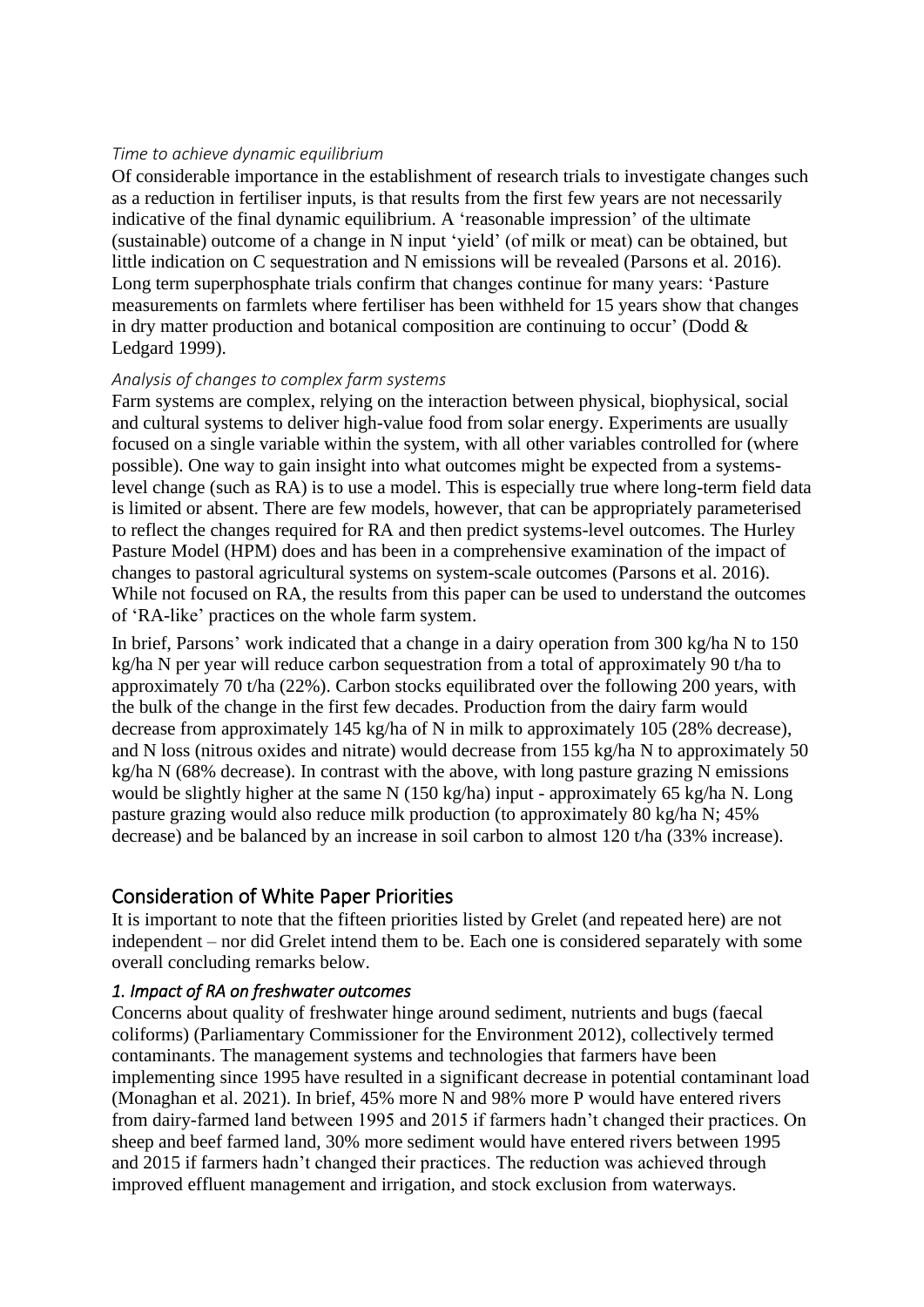*Time to achieve dynamic equilibrium*

Of considerable importance in the establishment of research trials to investigate changes such as a reduction in fertiliser inputs, is that results from the first few years are not necessarily indicative of the final dynamic equilibrium. A 'reasonable impression' of the ultimate (sustainable) outcome of a change in N input 'yield' (of milk or meat) can be obtained, but little indication on C sequestration and N emissions will be revealed (Parsons et al. 2016). Long term superphosphate trials confirm that changes continue for many years: 'Pasture measurements on farmlets where fertiliser has been withheld for 15 years show that changes in dry matter production and botanical composition are continuing to occur' (Dodd & Ledgard 1999).

*Analysis of changes to complex farm systems*

Farm systems are complex, relying on the interaction between physical, biophysical, social and cultural systems to deliver high-value food from solar energy. Experiments are usually focused on a single variable within the system, with all other variables controlled for (where possible). One way to gain insight into what outcomes might be expected from a systems-level change (such as RA) is to use a model. This is especially true where long-term field data is limited or absent. There are few models, however, that can be appropriately parameterised to reflect the changes required for RA and then predict systems-level outcomes. The Hurley Pasture Model (HPM) does and has been in a comprehensive examination of the impact of changes to pastoral agricultural systems on system-scale outcomes (Parsons et al. 2016). While not focused on RA, the results from this paper can be used to understand the outcomes of 'RA-like' practices on the whole farm system.

In brief, Parsons' work indicated that a change in a dairy operation from 300 kg/ha N to 150 kg/ha N per year will reduce carbon sequestration from a total of approximately 90 t/ha to approximately 70 t/ha (22%). Carbon stocks equilibrated over the following 200 years, with the bulk of the change in the first few decades. Production from the dairy farm would decrease from approximately 145 kg/ha of N in milk to approximately 105 (28% decrease), and N loss (nitrous oxides and nitrate) would decrease from 155 kg/ha N to approximately 50 kg/ha N (68% decrease). In contrast with the above, with long pasture grazing N emissions would be slightly higher at the same N (150 kg/ha) input - approximately 65 kg/ha N. Long pasture grazing would also reduce milk production (to approximately 80 kg/ha N; 45% decrease) and be balanced by an increase in soil carbon to almost 120 t/ha (33% increase).

## Consideration of White Paper Priorities

It is important to note that the fifteen priorities listed by Grelet (and repeated here) are not independent – nor did Grelet intend them to be. Each one is considered separately with some overall concluding remarks below.

### *1. Impact of RA on freshwater outcomes*

Concerns about quality of freshwater hinge around sediment, nutrients and bugs (faecal coliforms) (Parliamentary Commissioner for the Environment 2012), collectively termed contaminants. The management systems and technologies that farmers have been implementing since 1995 have resulted in a significant decrease in potential contaminant load (Monaghan et al. 2021). In brief, 45% more N and 98% more P would have entered rivers from dairy-farmed land between 1995 and 2015 if farmers hadn't changed their practices. On sheep and beef farmed land, 30% more sediment would have entered rivers between 1995 and 2015 if farmers hadn't changed their practices. The reduction was achieved through improved effluent management and irrigation, and stock exclusion from waterways.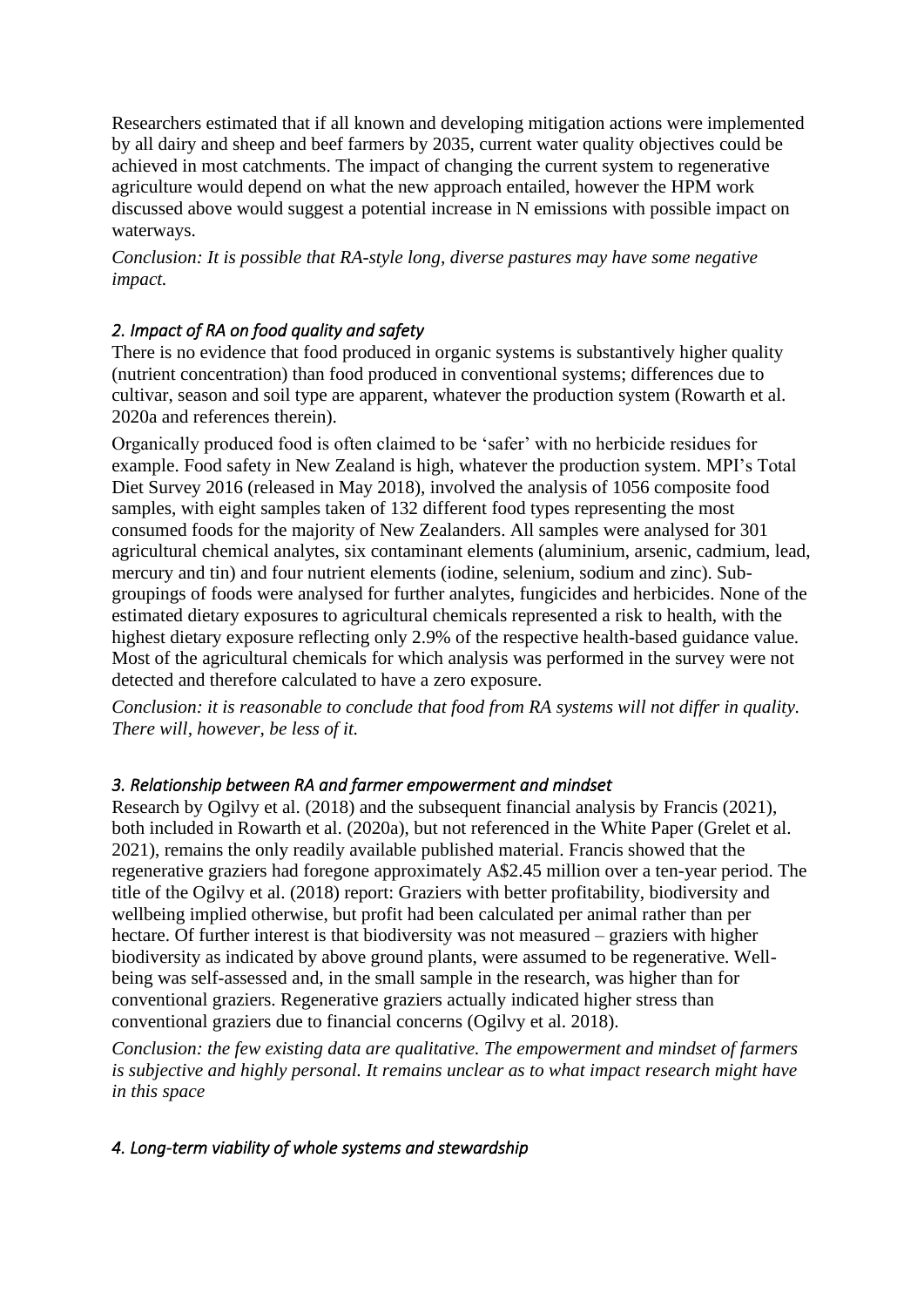Researchers estimated that if all known and developing mitigation actions were implemented by all dairy and sheep and beef farmers by 2035, current water quality objectives could be achieved in most catchments. The impact of changing the current system to regenerative agriculture would depend on what the new approach entailed, however the HPM work discussed above would suggest a potential increase in N emissions with possible impact on waterways.

*Conclusion: It is possible that RA-style long, diverse pastures may have some negative impact.*

### *2. Impact of RA on food quality and safety*

There is no evidence that food produced in organic systems is substantively higher quality (nutrient concentration) than food produced in conventional systems; differences due to cultivar, season and soil type are apparent, whatever the production system (Rowarth et al. 2020a and references therein).

Organically produced food is often claimed to be 'safer' with no herbicide residues for example. Food safety in New Zealand is high, whatever the production system. MPI's Total Diet Survey 2016 (released in May 2018), involved the analysis of 1056 composite food samples, with eight samples taken of 132 different food types representing the most consumed foods for the majority of New Zealanders. All samples were analysed for 301 agricultural chemical analytes, six contaminant elements (aluminium, arsenic, cadmium, lead, mercury and tin) and four nutrient elements (iodine, selenium, sodium and zinc). Sub-groupings of foods were analysed for further analytes, fungicides and herbicides. None of the estimated dietary exposures to agricultural chemicals represented a risk to health, with the highest dietary exposure reflecting only 2.9% of the respective health-based guidance value. Most of the agricultural chemicals for which analysis was performed in the survey were not detected and therefore calculated to have a zero exposure.

*Conclusion: it is reasonable to conclude that food from RA systems will not differ in quality. There will, however, be less of it.*

### *3. Relationship between RA and farmer empowerment and mindset*

Research by Ogilvy et al. (2018) and the subsequent financial analysis by Francis (2021), both included in Rowarth et al. (2020a), but not referenced in the White Paper (Grelet et al. 2021), remains the only readily available published material. Francis showed that the regenerative graziers had foregone approximately A$2.45 million over a ten-year period. The title of the Ogilvy et al. (2018) report: Graziers with better profitability, biodiversity and wellbeing implied otherwise, but profit had been calculated per animal rather than per hectare. Of further interest is that biodiversity was not measured – graziers with higher biodiversity as indicated by above ground plants, were assumed to be regenerative. Well-being was self-assessed and, in the small sample in the research, was higher than for conventional graziers. Regenerative graziers actually indicated higher stress than conventional graziers due to financial concerns (Ogilvy et al. 2018).

*Conclusion: the few existing data are qualitative. The empowerment and mindset of farmers is subjective and highly personal. It remains unclear as to what impact research might have in this space*

### *4. Long-term viability of whole systems and stewardship*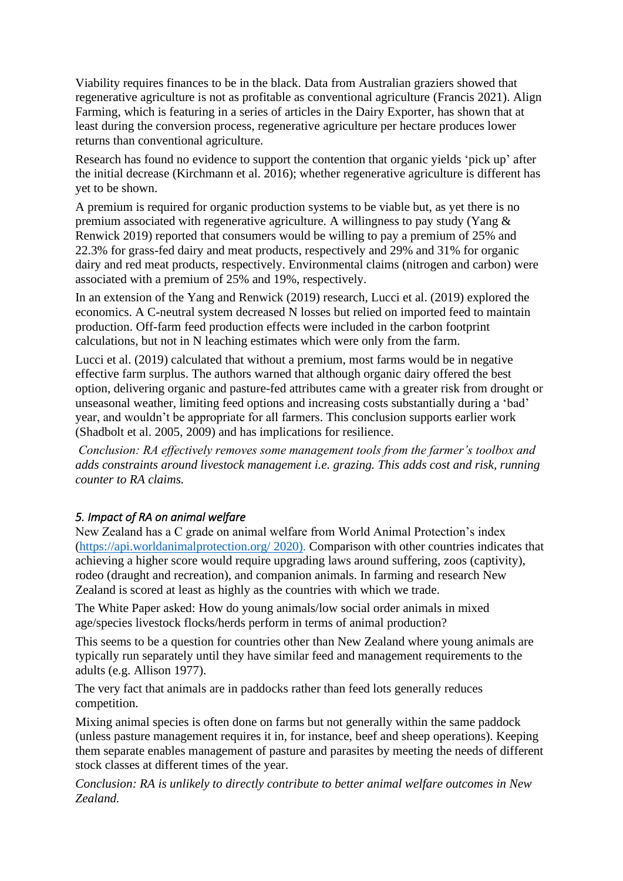Viability requires finances to be in the black. Data from Australian graziers showed that regenerative agriculture is not as profitable as conventional agriculture (Francis 2021). Align Farming, which is featuring in a series of articles in the Dairy Exporter, has shown that at least during the conversion process, regenerative agriculture per hectare produces lower returns than conventional agriculture.

Research has found no evidence to support the contention that organic yields 'pick up' after the initial decrease (Kirchmann et al. 2016); whether regenerative agriculture is different has yet to be shown.

A premium is required for organic production systems to be viable but, as yet there is no premium associated with regenerative agriculture. A willingness to pay study (Yang & Renwick 2019) reported that consumers would be willing to pay a premium of 25% and 22.3% for grass-fed dairy and meat products, respectively and 29% and 31% for organic dairy and red meat products, respectively. Environmental claims (nitrogen and carbon) were associated with a premium of 25% and 19%, respectively.

In an extension of the Yang and Renwick (2019) research, Lucci et al. (2019) explored the economics. A C-neutral system decreased N losses but relied on imported feed to maintain production. Off-farm feed production effects were included in the carbon footprint calculations, but not in N leaching estimates which were only from the farm.

Lucci et al. (2019) calculated that without a premium, most farms would be in negative effective farm surplus. The authors warned that although organic dairy offered the best option, delivering organic and pasture-fed attributes came with a greater risk from drought or unseasonal weather, limiting feed options and increasing costs substantially during a 'bad' year, and wouldn't be appropriate for all farmers. This conclusion supports earlier work (Shadbolt et al. 2005, 2009) and has implications for resilience.

*Conclusion: RA effectively removes some management tools from the farmer's toolbox and adds constraints around livestock management i.e. grazing. This adds cost and risk, running counter to RA claims.*

### *5. Impact of RA on animal welfare*

New Zealand has a C grade on animal welfare from World Animal Protection's index (https://api.worldanimalprotection.org/ 2020). Comparison with other countries indicates that achieving a higher score would require upgrading laws around suffering, zoos (captivity), rodeo (draught and recreation), and companion animals. In farming and research New Zealand is scored at least as highly as the countries with which we trade.

The White Paper asked: How do young animals/low social order animals in mixed age/species livestock flocks/herds perform in terms of animal production?

This seems to be a question for countries other than New Zealand where young animals are typically run separately until they have similar feed and management requirements to the adults (e.g. Allison 1977).

The very fact that animals are in paddocks rather than feed lots generally reduces competition.

Mixing animal species is often done on farms but not generally within the same paddock (unless pasture management requires it in, for instance, beef and sheep operations). Keeping them separate enables management of pasture and parasites by meeting the needs of different stock classes at different times of the year.

*Conclusion: RA is unlikely to directly contribute to better animal welfare outcomes in New Zealand.*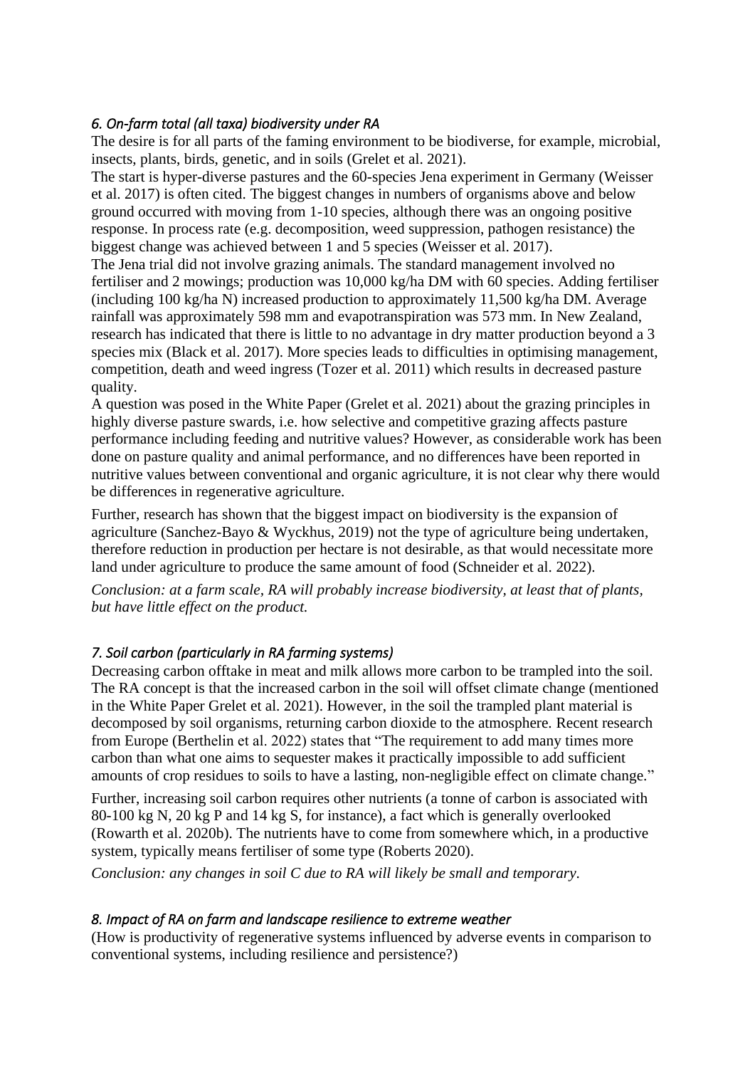### *6. On-farm total (all taxa) biodiversity under RA*

The desire is for all parts of the faming environment to be biodiverse, for example, microbial, insects, plants, birds, genetic, and in soils (Grelet et al. 2021).

The start is hyper-diverse pastures and the 60-species Jena experiment in Germany (Weisser et al. 2017) is often cited. The biggest changes in numbers of organisms above and below ground occurred with moving from 1-10 species, although there was an ongoing positive response. In process rate (e.g. decomposition, weed suppression, pathogen resistance) the biggest change was achieved between 1 and 5 species (Weisser et al. 2017).

The Jena trial did not involve grazing animals. The standard management involved no fertiliser and 2 mowings; production was 10,000 kg/ha DM with 60 species. Adding fertiliser (including 100 kg/ha N) increased production to approximately 11,500 kg/ha DM. Average rainfall was approximately 598 mm and evapotranspiration was 573 mm. In New Zealand, research has indicated that there is little to no advantage in dry matter production beyond a 3 species mix (Black et al. 2017). More species leads to difficulties in optimising management, competition, death and weed ingress (Tozer et al. 2011) which results in decreased pasture quality.

A question was posed in the White Paper (Grelet et al. 2021) about the grazing principles in highly diverse pasture swards, i.e. how selective and competitive grazing affects pasture performance including feeding and nutritive values? However, as considerable work has been done on pasture quality and animal performance, and no differences have been reported in nutritive values between conventional and organic agriculture, it is not clear why there would be differences in regenerative agriculture.

Further, research has shown that the biggest impact on biodiversity is the expansion of agriculture (Sanchez-Bayo & Wyckhus, 2019) not the type of agriculture being undertaken, therefore reduction in production per hectare is not desirable, as that would necessitate more land under agriculture to produce the same amount of food (Schneider et al. 2022).

*Conclusion: at a farm scale, RA will probably increase biodiversity, at least that of plants, but have little effect on the product.*

### *7. Soil carbon (particularly in RA farming systems)*

Decreasing carbon offtake in meat and milk allows more carbon to be trampled into the soil. The RA concept is that the increased carbon in the soil will offset climate change (mentioned in the White Paper Grelet et al. 2021). However, in the soil the trampled plant material is decomposed by soil organisms, returning carbon dioxide to the atmosphere. Recent research from Europe (Berthelin et al. 2022) states that "The requirement to add many times more carbon than what one aims to sequester makes it practically impossible to add sufficient amounts of crop residues to soils to have a lasting, non-negligible effect on climate change."

Further, increasing soil carbon requires other nutrients (a tonne of carbon is associated with 80-100 kg N, 20 kg P and 14 kg S, for instance), a fact which is generally overlooked (Rowarth et al. 2020b). The nutrients have to come from somewhere which, in a productive system, typically means fertiliser of some type (Roberts 2020).

*Conclusion: any changes in soil C due to RA will likely be small and temporary.*

### *8. Impact of RA on farm and landscape resilience to extreme weather*

(How is productivity of regenerative systems influenced by adverse events in comparison to conventional systems, including resilience and persistence?)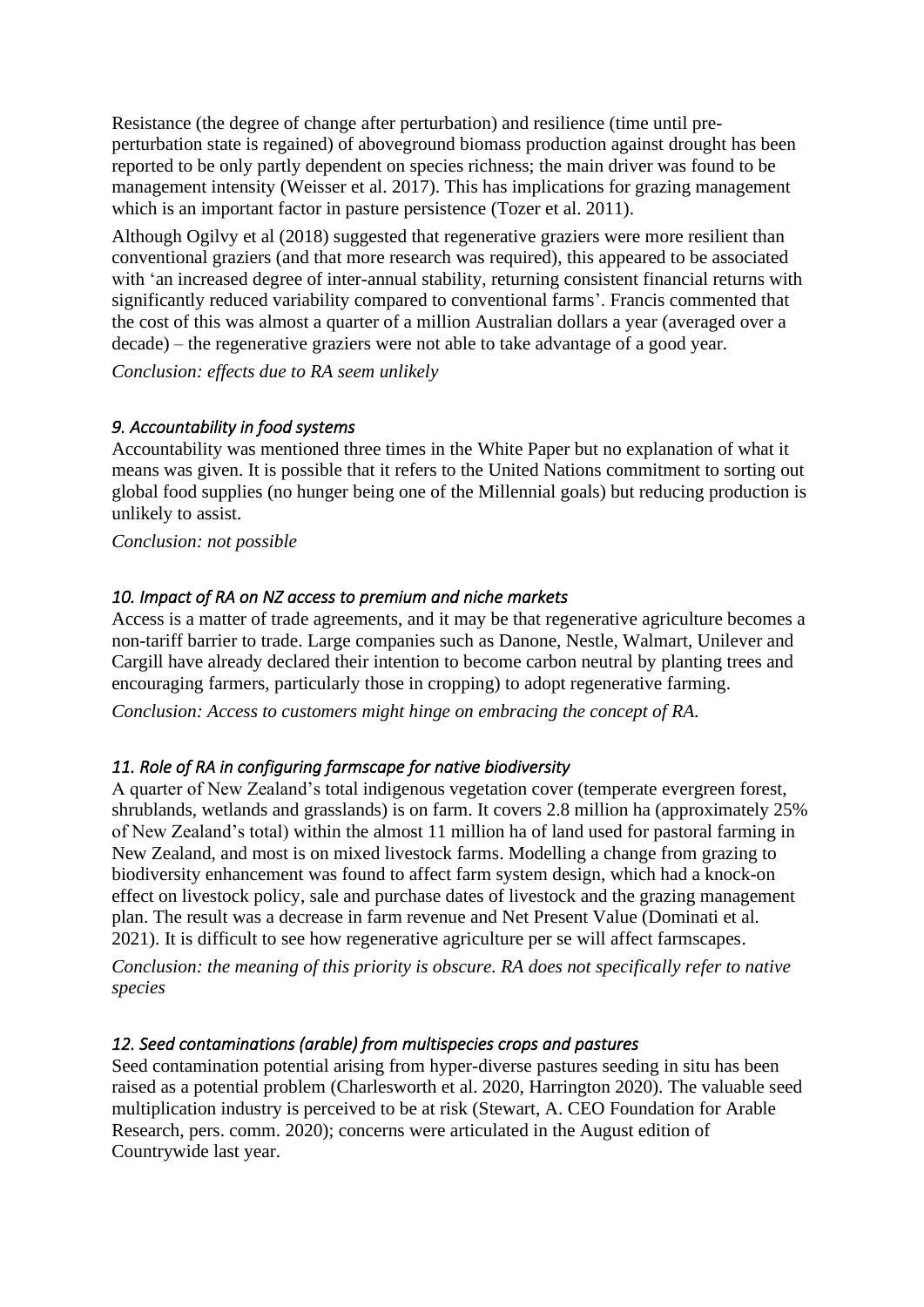Resistance (the degree of change after perturbation) and resilience (time until pre-perturbation state is regained) of aboveground biomass production against drought has been reported to be only partly dependent on species richness; the main driver was found to be management intensity (Weisser et al. 2017). This has implications for grazing management which is an important factor in pasture persistence (Tozer et al. 2011).

Although Ogilvy et al (2018) suggested that regenerative graziers were more resilient than conventional graziers (and that more research was required), this appeared to be associated with 'an increased degree of inter-annual stability, returning consistent financial returns with significantly reduced variability compared to conventional farms'. Francis commented that the cost of this was almost a quarter of a million Australian dollars a year (averaged over a decade) – the regenerative graziers were not able to take advantage of a good year.

*Conclusion: effects due to RA seem unlikely*

### *9. Accountability in food systems*

Accountability was mentioned three times in the White Paper but no explanation of what it means was given. It is possible that it refers to the United Nations commitment to sorting out global food supplies (no hunger being one of the Millennial goals) but reducing production is unlikely to assist.

*Conclusion: not possible*

### *10. Impact of RA on NZ access to premium and niche markets*

Access is a matter of trade agreements, and it may be that regenerative agriculture becomes a non-tariff barrier to trade. Large companies such as Danone, Nestle, Walmart, Unilever and Cargill have already declared their intention to become carbon neutral by planting trees and encouraging farmers, particularly those in cropping) to adopt regenerative farming.

*Conclusion: Access to customers might hinge on embracing the concept of RA.*

### *11. Role of RA in configuring farmscape for native biodiversity*

A quarter of New Zealand's total indigenous vegetation cover (temperate evergreen forest, shrublands, wetlands and grasslands) is on farm. It covers 2.8 million ha (approximately 25% of New Zealand's total) within the almost 11 million ha of land used for pastoral farming in New Zealand, and most is on mixed livestock farms. Modelling a change from grazing to biodiversity enhancement was found to affect farm system design, which had a knock-on effect on livestock policy, sale and purchase dates of livestock and the grazing management plan. The result was a decrease in farm revenue and Net Present Value (Dominati et al. 2021). It is difficult to see how regenerative agriculture per se will affect farmscapes.

*Conclusion: the meaning of this priority is obscure. RA does not specifically refer to native species*

### *12. Seed contaminations (arable) from multispecies crops and pastures*

Seed contamination potential arising from hyper-diverse pastures seeding in situ has been raised as a potential problem (Charlesworth et al. 2020, Harrington 2020). The valuable seed multiplication industry is perceived to be at risk (Stewart, A. CEO Foundation for Arable Research, pers. comm. 2020); concerns were articulated in the August edition of Countrywide last year.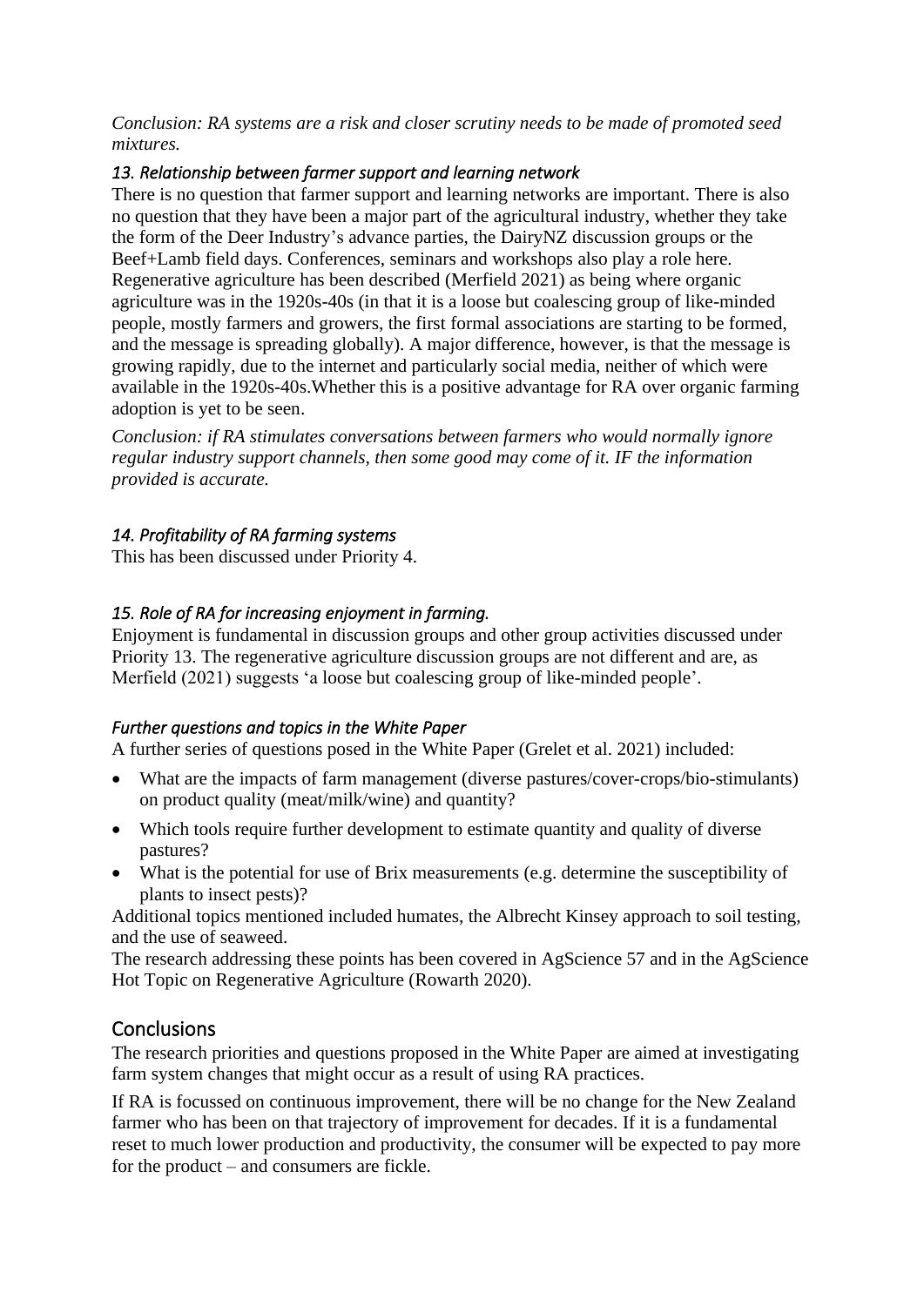*Conclusion: RA systems are a risk and closer scrutiny needs to be made of promoted seed mixtures.*

### *13. Relationship between farmer support and learning network*

There is no question that farmer support and learning networks are important. There is also no question that they have been a major part of the agricultural industry, whether they take the form of the Deer Industry's advance parties, the DairyNZ discussion groups or the Beef+Lamb field days. Conferences, seminars and workshops also play a role here. Regenerative agriculture has been described (Merfield 2021) as being where organic agriculture was in the 1920s-40s (in that it is a loose but coalescing group of like-minded people, mostly farmers and growers, the first formal associations are starting to be formed, and the message is spreading globally). A major difference, however, is that the message is growing rapidly, due to the internet and particularly social media, neither of which were available in the 1920s-40s.Whether this is a positive advantage for RA over organic farming adoption is yet to be seen.

*Conclusion: if RA stimulates conversations between farmers who would normally ignore regular industry support channels, then some good may come of it. IF the information provided is accurate.*

### *14. Profitability of RA farming systems*

This has been discussed under Priority 4.

### *15. Role of RA for increasing enjoyment in farming.*

Enjoyment is fundamental in discussion groups and other group activities discussed under Priority 13. The regenerative agriculture discussion groups are not different and are, as Merfield (2021) suggests 'a loose but coalescing group of like-minded people'.

### *Further questions and topics in the White Paper*

A further series of questions posed in the White Paper (Grelet et al. 2021) included:

- What are the impacts of farm management (diverse pastures/cover-crops/bio-stimulants) on product quality (meat/milk/wine) and quantity?
- Which tools require further development to estimate quantity and quality of diverse pastures?
- What is the potential for use of Brix measurements (e.g. determine the susceptibility of plants to insect pests)?

Additional topics mentioned included humates, the Albrecht Kinsey approach to soil testing, and the use of seaweed.

The research addressing these points has been covered in AgScience 57 and in the AgScience Hot Topic on Regenerative Agriculture (Rowarth 2020).

## Conclusions

The research priorities and questions proposed in the White Paper are aimed at investigating farm system changes that might occur as a result of using RA practices.

If RA is focussed on continuous improvement, there will be no change for the New Zealand farmer who has been on that trajectory of improvement for decades. If it is a fundamental reset to much lower production and productivity, the consumer will be expected to pay more for the product – and consumers are fickle.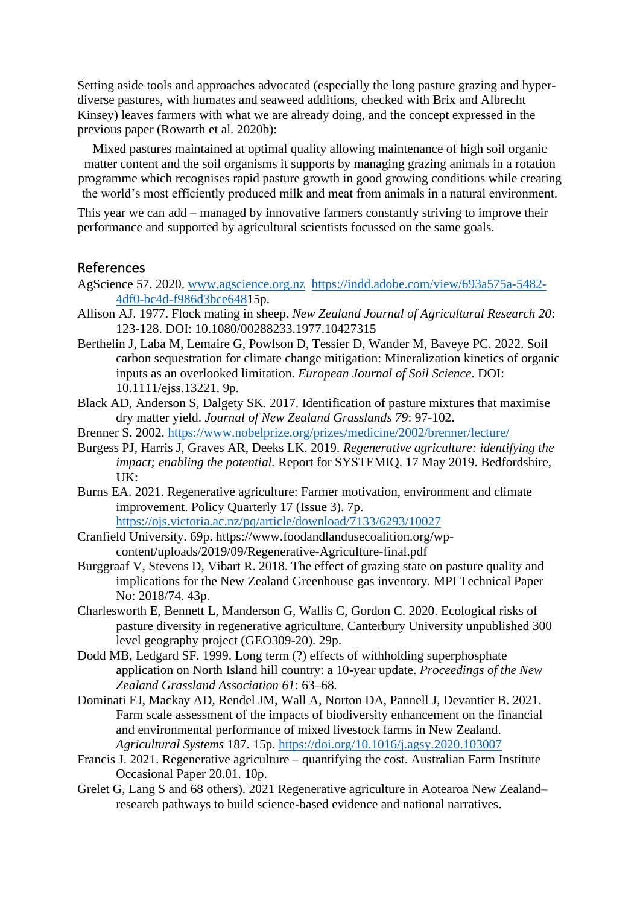Setting aside tools and approaches advocated (especially the long pasture grazing and hyper-diverse pastures, with humates and seaweed additions, checked with Brix and Albrecht Kinsey) leaves farmers with what we are already doing, and the concept expressed in the previous paper (Rowarth et al. 2020b):

> Mixed pastures maintained at optimal quality allowing maintenance of high soil organic matter content and the soil organisms it supports by managing grazing animals in a rotation programme which recognises rapid pasture growth in good growing conditions while creating the world's most efficiently produced milk and meat from animals in a natural environment.

This year we can add – managed by innovative farmers constantly striving to improve their performance and supported by agricultural scientists focussed on the same goals.

## References

AgScience 57. 2020. www.agscience.org.nz https://indd.adobe.com/view/693a575a-5482-4df0-bc4d-f986d3bce64815p.

Allison AJ. 1977. Flock mating in sheep. *New Zealand Journal of Agricultural Research 20*: 123-128. DOI: 10.1080/00288233.1977.10427315

Berthelin J, Laba M, Lemaire G, Powlson D, Tessier D, Wander M, Baveye PC. 2022. Soil carbon sequestration for climate change mitigation: Mineralization kinetics of organic inputs as an overlooked limitation. *European Journal of Soil Science*. DOI: 10.1111/ejss.13221. 9p.

Black AD, Anderson S, Dalgety SK. 2017. Identification of pasture mixtures that maximise dry matter yield. *Journal of New Zealand Grasslands 79*: 97-102.

Brenner S. 2002. https://www.nobelprize.org/prizes/medicine/2002/brenner/lecture/

Burgess PJ, Harris J, Graves AR, Deeks LK. 2019. *Regenerative agriculture: identifying the impact; enabling the potential.* Report for SYSTEMIQ. 17 May 2019. Bedfordshire, UK:

Burns EA. 2021. Regenerative agriculture: Farmer motivation, environment and climate improvement. Policy Quarterly 17 (Issue 3). 7p. https://ojs.victoria.ac.nz/pq/article/download/7133/6293/10027

Cranfield University. 69p. https://www.foodandlandusecoalition.org/wp-content/uploads/2019/09/Regenerative-Agriculture-final.pdf

Burggraaf V, Stevens D, Vibart R. 2018. The effect of grazing state on pasture quality and implications for the New Zealand Greenhouse gas inventory. MPI Technical Paper No: 2018/74. 43p.

Charlesworth E, Bennett L, Manderson G, Wallis C, Gordon C. 2020. Ecological risks of pasture diversity in regenerative agriculture. Canterbury University unpublished 300 level geography project (GEO309-20). 29p.

Dodd MB, Ledgard SF. 1999. Long term (?) effects of withholding superphosphate application on North Island hill country: a 10-year update. *Proceedings of the New Zealand Grassland Association 61*: 63–68.

Dominati EJ, Mackay AD, Rendel JM, Wall A, Norton DA, Pannell J, Devantier B. 2021. Farm scale assessment of the impacts of biodiversity enhancement on the financial and environmental performance of mixed livestock farms in New Zealand. *Agricultural Systems* 187. 15p. https://doi.org/10.1016/j.agsy.2020.103007

Francis J. 2021. Regenerative agriculture – quantifying the cost. Australian Farm Institute Occasional Paper 20.01. 10p.

Grelet G, Lang S and 68 others). 2021 Regenerative agriculture in Aotearoa New Zealand– research pathways to build science-based evidence and national narratives.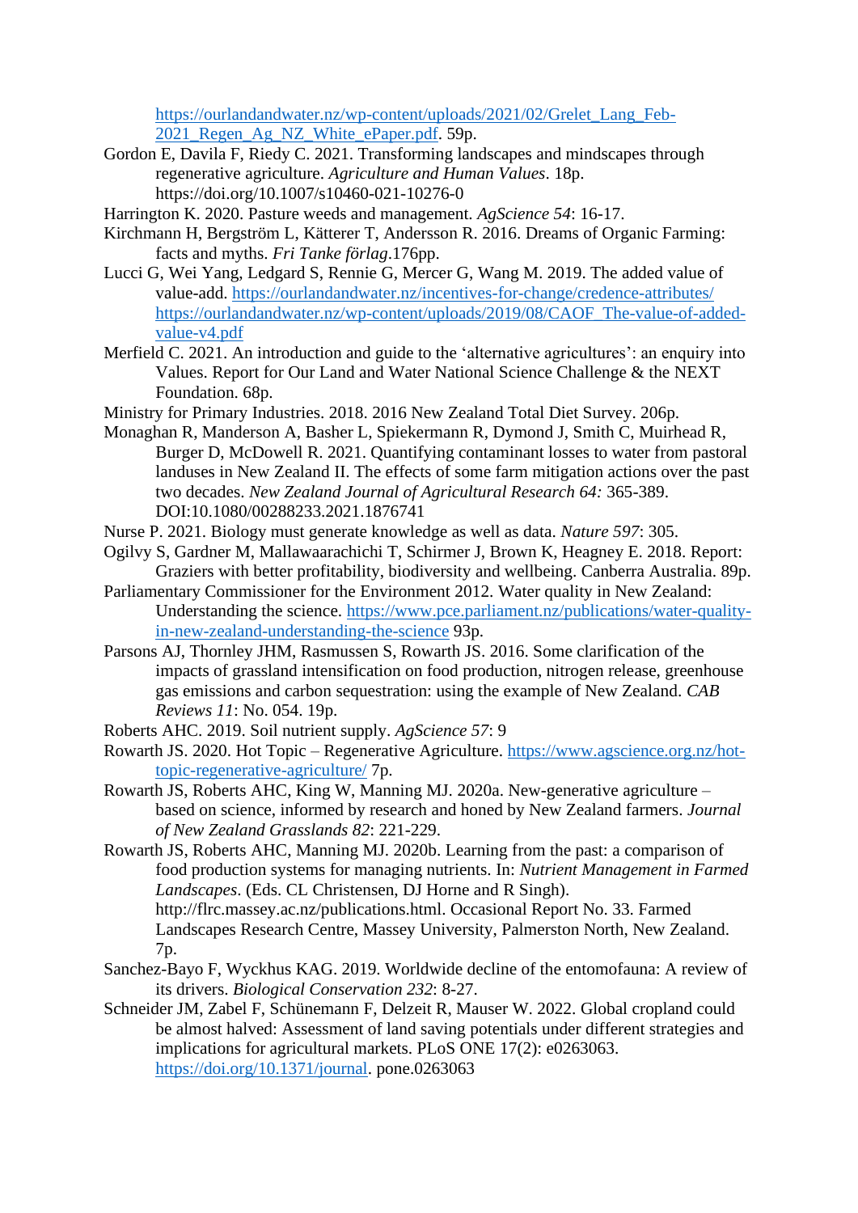https://ourlandandwater.nz/wp-content/uploads/2021/02/Grelet_Lang_Feb-2021_Regen_Ag_NZ_White_ePaper.pdf. 59p.

Gordon E, Davila F, Riedy C. 2021. Transforming landscapes and mindscapes through regenerative agriculture. *Agriculture and Human Values*. 18p. https://doi.org/10.1007/s10460-021-10276-0

Harrington K. 2020. Pasture weeds and management. *AgScience 54*: 16-17.

Kirchmann H, Bergström L, Kätterer T, Andersson R. 2016. Dreams of Organic Farming: facts and myths. *Fri Tanke förlag*.176pp.

Lucci G, Wei Yang, Ledgard S, Rennie G, Mercer G, Wang M. 2019. The added value of value-add. https://ourlandandwater.nz/incentives-for-change/credence-attributes/ https://ourlandandwater.nz/wp-content/uploads/2019/08/CAOF_The-value-of-added-value-v4.pdf

Merfield C. 2021. An introduction and guide to the 'alternative agricultures': an enquiry into Values. Report for Our Land and Water National Science Challenge & the NEXT Foundation. 68p.

Ministry for Primary Industries. 2018. 2016 New Zealand Total Diet Survey. 206p.

Monaghan R, Manderson A, Basher L, Spiekermann R, Dymond J, Smith C, Muirhead R, Burger D, McDowell R. 2021. Quantifying contaminant losses to water from pastoral landuses in New Zealand II. The effects of some farm mitigation actions over the past two decades. *New Zealand Journal of Agricultural Research 64:* 365-389. DOI:10.1080/00288233.2021.1876741

Nurse P. 2021. Biology must generate knowledge as well as data. *Nature 597*: 305.

Ogilvy S, Gardner M, Mallawaarachichi T, Schirmer J, Brown K, Heagney E. 2018. Report: Graziers with better profitability, biodiversity and wellbeing. Canberra Australia. 89p.

Parliamentary Commissioner for the Environment 2012. Water quality in New Zealand: Understanding the science. https://www.pce.parliament.nz/publications/water-quality-in-new-zealand-understanding-the-science 93p.

Parsons AJ, Thornley JHM, Rasmussen S, Rowarth JS. 2016. Some clarification of the impacts of grassland intensification on food production, nitrogen release, greenhouse gas emissions and carbon sequestration: using the example of New Zealand. *CAB Reviews 11*: No. 054. 19p.

Roberts AHC. 2019. Soil nutrient supply. *AgScience 57*: 9

Rowarth JS. 2020. Hot Topic – Regenerative Agriculture. https://www.agscience.org.nz/hot-topic-regenerative-agriculture/ 7p.

Rowarth JS, Roberts AHC, King W, Manning MJ. 2020a. New-generative agriculture – based on science, informed by research and honed by New Zealand farmers. *Journal of New Zealand Grasslands 82*: 221-229.

Rowarth JS, Roberts AHC, Manning MJ. 2020b. Learning from the past: a comparison of food production systems for managing nutrients. In: *Nutrient Management in Farmed Landscapes*. (Eds. CL Christensen, DJ Horne and R Singh). http://flrc.massey.ac.nz/publications.html. Occasional Report No. 33. Farmed Landscapes Research Centre, Massey University, Palmerston North, New Zealand. 7p.

Sanchez-Bayo F, Wyckhus KAG. 2019. Worldwide decline of the entomofauna: A review of its drivers. *Biological Conservation 232*: 8-27.

Schneider JM, Zabel F, Schünemann F, Delzeit R, Mauser W. 2022. Global cropland could be almost halved: Assessment of land saving potentials under different strategies and implications for agricultural markets. PLoS ONE 17(2): e0263063. https://doi.org/10.1371/journal. pone.0263063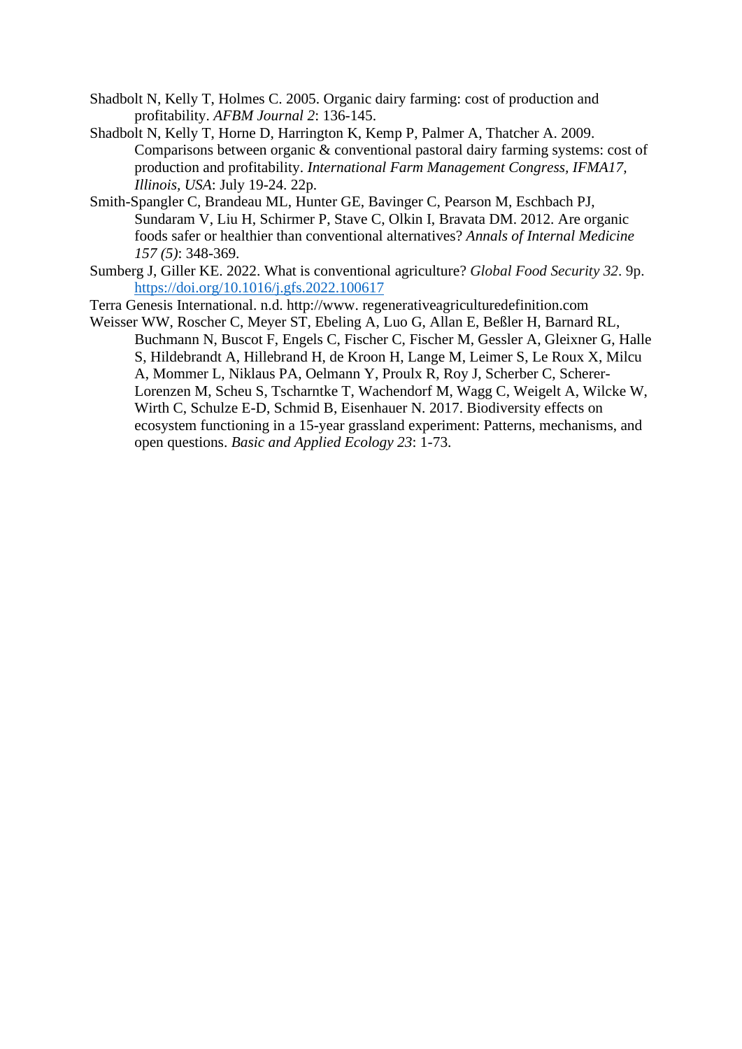Shadbolt N, Kelly T, Holmes C. 2005. Organic dairy farming: cost of production and profitability. *AFBM Journal 2*: 136-145.

Shadbolt N, Kelly T, Horne D, Harrington K, Kemp P, Palmer A, Thatcher A. 2009. Comparisons between organic & conventional pastoral dairy farming systems: cost of production and profitability. *International Farm Management Congress, IFMA17, Illinois, USA*: July 19-24. 22p.

Smith-Spangler C, Brandeau ML, Hunter GE, Bavinger C, Pearson M, Eschbach PJ, Sundaram V, Liu H, Schirmer P, Stave C, Olkin I, Bravata DM. 2012. Are organic foods safer or healthier than conventional alternatives? *Annals of Internal Medicine 157 (5)*: 348-369.

Sumberg J, Giller KE. 2022. What is conventional agriculture? *Global Food Security 32*. 9p. https://doi.org/10.1016/j.gfs.2022.100617

Terra Genesis International. n.d. http://www. regenerativeagriculturedefinition.com

Weisser WW, Roscher C, Meyer ST, Ebeling A, Luo G, Allan E, Beßler H, Barnard RL, Buchmann N, Buscot F, Engels C, Fischer C, Fischer M, Gessler A, Gleixner G, Halle S, Hildebrandt A, Hillebrand H, de Kroon H, Lange M, Leimer S, Le Roux X, Milcu A, Mommer L, Niklaus PA, Oelmann Y, Proulx R, Roy J, Scherber C, Scherer-Lorenzen M, Scheu S, Tscharntke T, Wachendorf M, Wagg C, Weigelt A, Wilcke W, Wirth C, Schulze E-D, Schmid B, Eisenhauer N. 2017. Biodiversity effects on ecosystem functioning in a 15-year grassland experiment: Patterns, mechanisms, and open questions. *Basic and Applied Ecology 23*: 1-73.